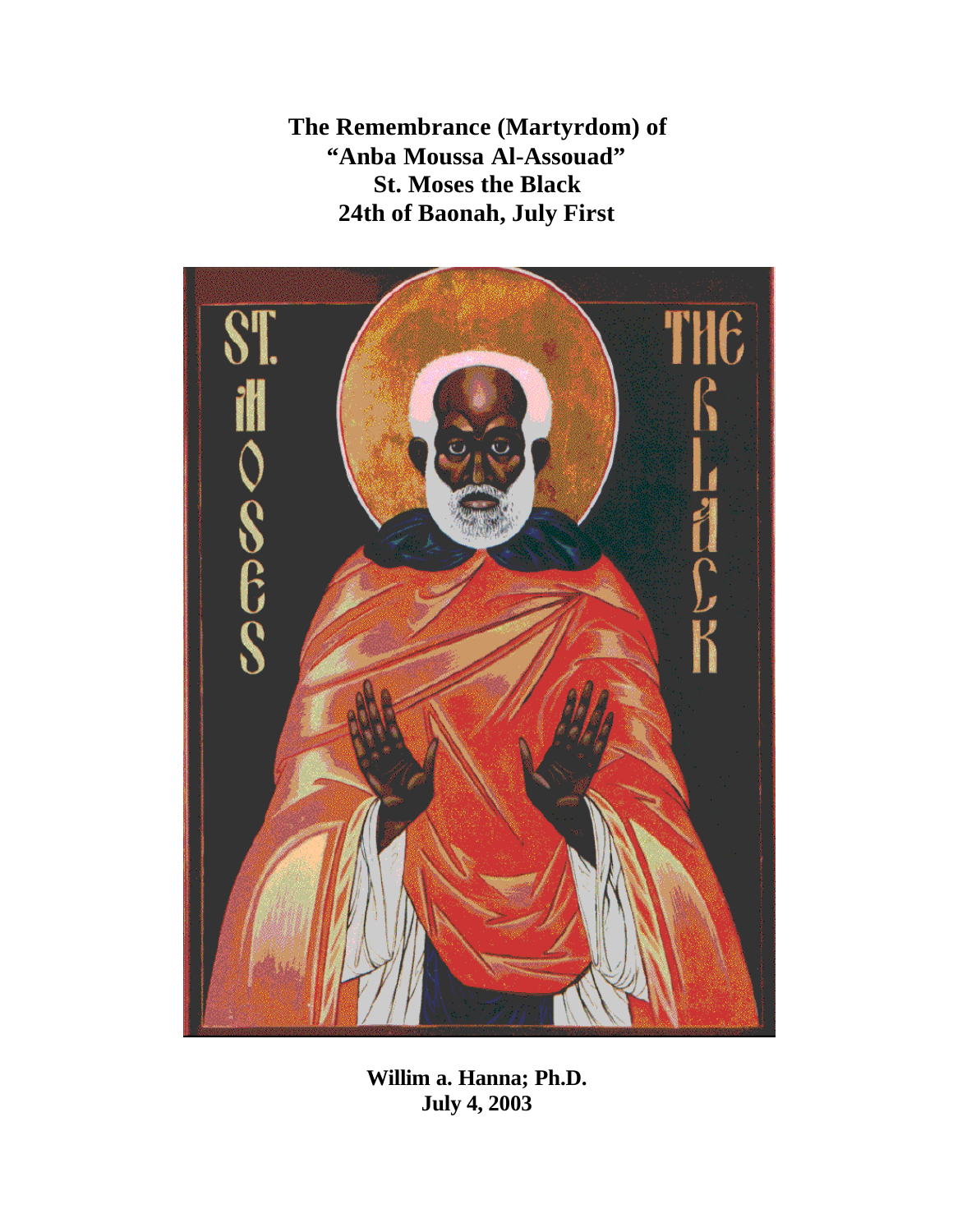# The Remembrance (Martyrdom) of "Anba Moussa Al-Assouad" St. Moses the Black 24th of Baonah, July First

**Willim a. Hanna; Ph.D.**
**July 4, 2003**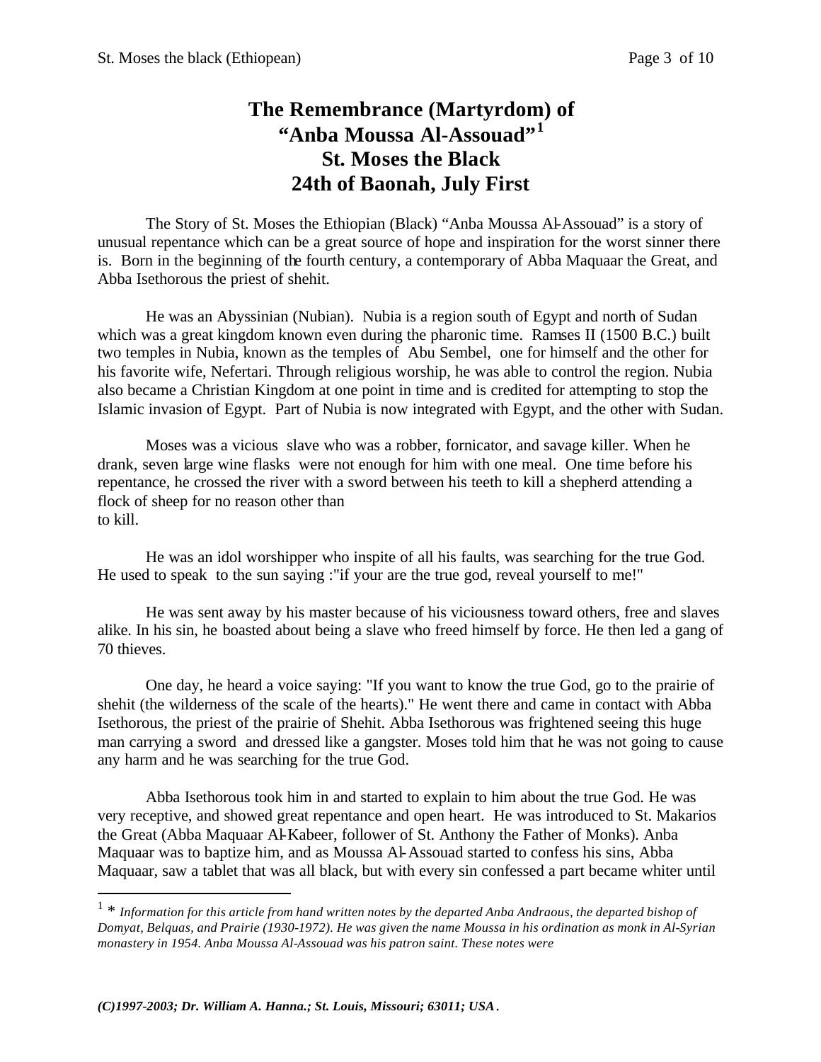# The Remembrance (Martyrdom) of "Anba Moussa Al-Assouad"[1] St. Moses the Black 24th of Baonah, July First

The Story of St. Moses the Ethiopian (Black) "Anba Moussa Al-Assouad" is a story of unusual repentance which can be a great source of hope and inspiration for the worst sinner there is. Born in the beginning of the fourth century, a contemporary of Abba Maquaar the Great, and Abba Isethorous the priest of shehit.

He was an Abyssinian (Nubian). Nubia is a region south of Egypt and north of Sudan which was a great kingdom known even during the pharonic time. Ramses II (1500 B.C.) built two temples in Nubia, known as the temples of Abu Sembel, one for himself and the other for his favorite wife, Nefertari. Through religious worship, he was able to control the region. Nubia also became a Christian Kingdom at one point in time and is credited for attempting to stop the Islamic invasion of Egypt. Part of Nubia is now integrated with Egypt, and the other with Sudan.

Moses was a vicious slave who was a robber, fornicator, and savage killer. When he drank, seven large wine flasks were not enough for him with one meal. One time before his repentance, he crossed the river with a sword between his teeth to kill a shepherd attending a flock of sheep for no reason other than
to kill.

He was an idol worshipper who inspite of all his faults, was searching for the true God. He used to speak to the sun saying :"if your are the true god, reveal yourself to me!"

He was sent away by his master because of his viciousness toward others, free and slaves alike. In his sin, he boasted about being a slave who freed himself by force. He then led a gang of 70 thieves.

One day, he heard a voice saying: "If you want to know the true God, go to the prairie of shehit (the wilderness of the scale of the hearts)." He went there and came in contact with Abba Isethorous, the priest of the prairie of Shehit. Abba Isethorous was frightened seeing this huge man carrying a sword and dressed like a gangster. Moses told him that he was not going to cause any harm and he was searching for the true God.

Abba Isethorous took him in and started to explain to him about the true God. He was very receptive, and showed great repentance and open heart. He was introduced to St. Makarios the Great (Abba Maquaar Al-Kabeer, follower of St. Anthony the Father of Monks). Anba Maquaar was to baptize him, and as Moussa Al-Assouad started to confess his sins, Abba Maquaar, saw a tablet that was all black, but with every sin confessed a part became whiter until

---

[1] * *Information for this article from hand written notes by the departed Anba Andraous, the departed bishop of Domyat, Belquas, and Prairie (1930-1972). He was given the name Moussa in his ordination as monk in Al-Syrian monastery in 1954. Anba Moussa Al-Assouad was his patron saint. These notes were*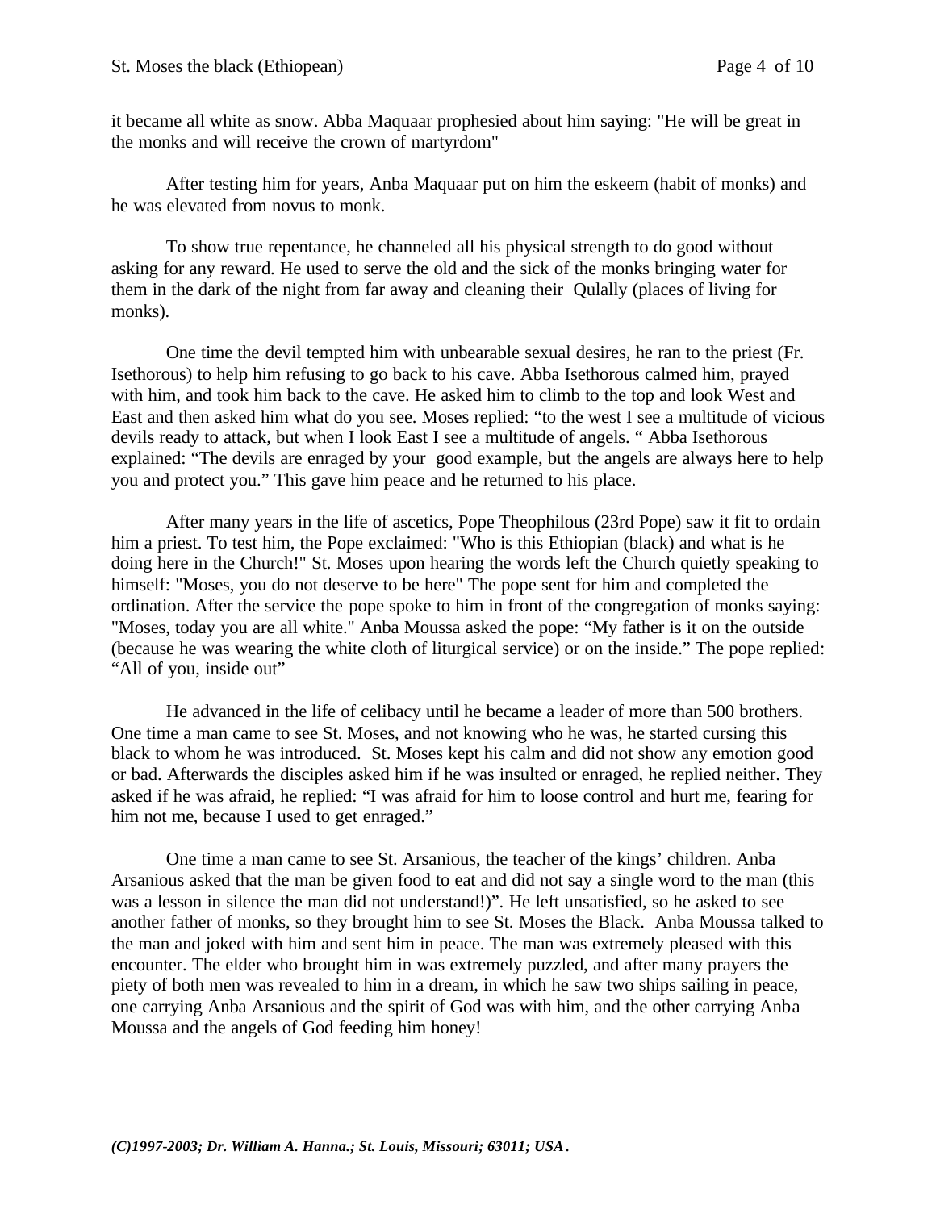it became all white as snow. Abba Maquaar prophesied about him saying: "He will be great in the monks and will receive the crown of martyrdom"

After testing him for years, Anba Maquaar put on him the eskeem (habit of monks) and he was elevated from novus to monk.

To show true repentance, he channeled all his physical strength to do good without asking for any reward. He used to serve the old and the sick of the monks bringing water for them in the dark of the night from far away and cleaning their Qulally (places of living for monks).

One time the devil tempted him with unbearable sexual desires, he ran to the priest (Fr. Isethorous) to help him refusing to go back to his cave. Abba Isethorous calmed him, prayed with him, and took him back to the cave. He asked him to climb to the top and look West and East and then asked him what do you see. Moses replied: "to the west I see a multitude of vicious devils ready to attack, but when I look East I see a multitude of angels. " Abba Isethorous explained: "The devils are enraged by your good example, but the angels are always here to help you and protect you." This gave him peace and he returned to his place.

After many years in the life of ascetics, Pope Theophilous (23rd Pope) saw it fit to ordain him a priest. To test him, the Pope exclaimed: "Who is this Ethiopian (black) and what is he doing here in the Church!" St. Moses upon hearing the words left the Church quietly speaking to himself: "Moses, you do not deserve to be here" The pope sent for him and completed the ordination. After the service the pope spoke to him in front of the congregation of monks saying: "Moses, today you are all white." Anba Moussa asked the pope: "My father is it on the outside (because he was wearing the white cloth of liturgical service) or on the inside." The pope replied: "All of you, inside out"

He advanced in the life of celibacy until he became a leader of more than 500 brothers. One time a man came to see St. Moses, and not knowing who he was, he started cursing this black to whom he was introduced. St. Moses kept his calm and did not show any emotion good or bad. Afterwards the disciples asked him if he was insulted or enraged, he replied neither. They asked if he was afraid, he replied: "I was afraid for him to loose control and hurt me, fearing for him not me, because I used to get enraged."

One time a man came to see St. Arsanious, the teacher of the kings' children. Anba Arsanious asked that the man be given food to eat and did not say a single word to the man (this was a lesson in silence the man did not understand!)". He left unsatisfied, so he asked to see another father of monks, so they brought him to see St. Moses the Black. Anba Moussa talked to the man and joked with him and sent him in peace. The man was extremely pleased with this encounter. The elder who brought him in was extremely puzzled, and after many prayers the piety of both men was revealed to him in a dream, in which he saw two ships sailing in peace, one carrying Anba Arsanious and the spirit of God was with him, and the other carrying Anba Moussa and the angels of God feeding him honey!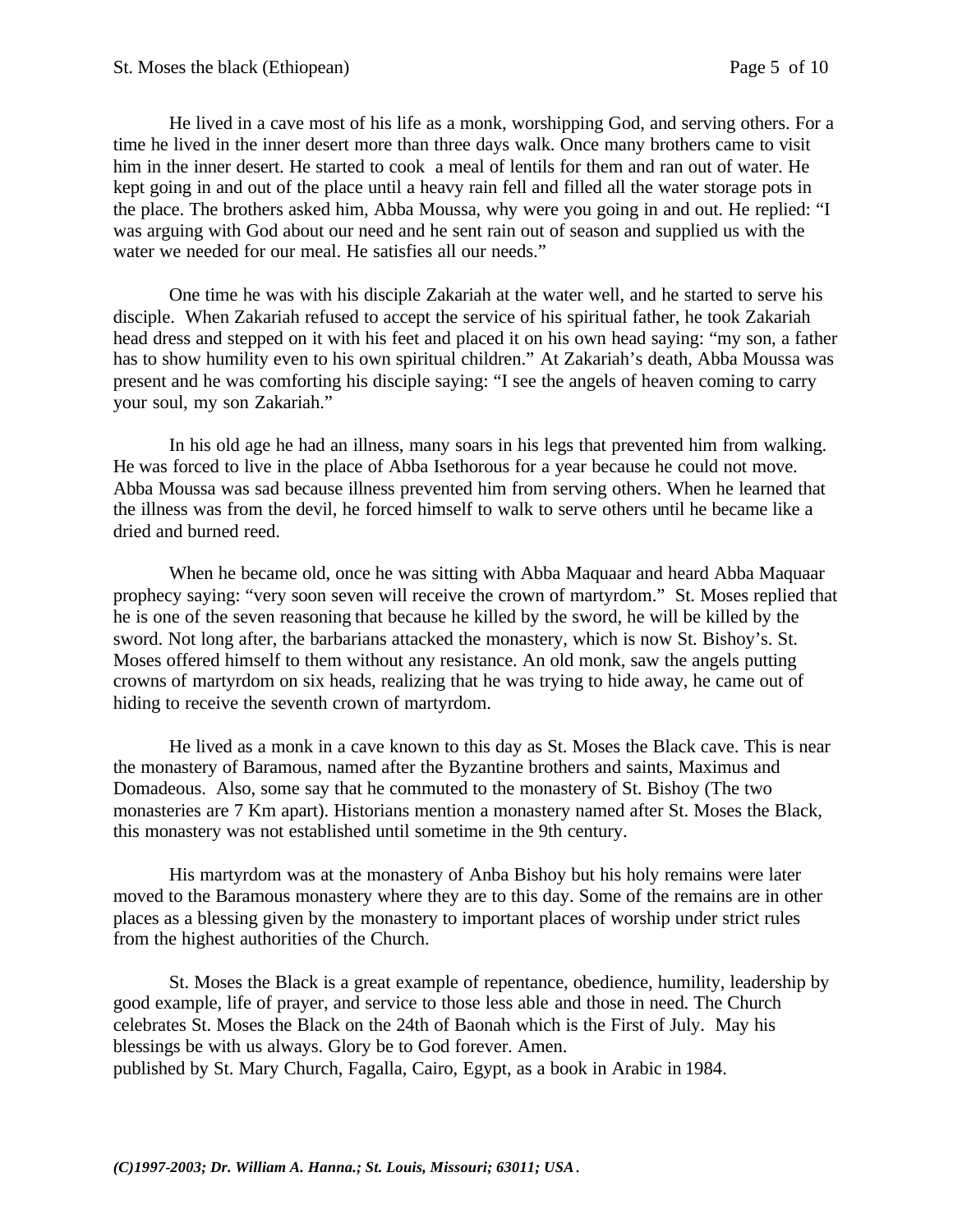He lived in a cave most of his life as a monk, worshipping God, and serving others. For a time he lived in the inner desert more than three days walk. Once many brothers came to visit him in the inner desert. He started to cook a meal of lentils for them and ran out of water. He kept going in and out of the place until a heavy rain fell and filled all the water storage pots in the place. The brothers asked him, Abba Moussa, why were you going in and out. He replied: "I was arguing with God about our need and he sent rain out of season and supplied us with the water we needed for our meal. He satisfies all our needs."

One time he was with his disciple Zakariah at the water well, and he started to serve his disciple. When Zakariah refused to accept the service of his spiritual father, he took Zakariah head dress and stepped on it with his feet and placed it on his own head saying: "my son, a father has to show humility even to his own spiritual children." At Zakariah's death, Abba Moussa was present and he was comforting his disciple saying: "I see the angels of heaven coming to carry your soul, my son Zakariah."

In his old age he had an illness, many soars in his legs that prevented him from walking. He was forced to live in the place of Abba Isethorous for a year because he could not move. Abba Moussa was sad because illness prevented him from serving others. When he learned that the illness was from the devil, he forced himself to walk to serve others until he became like a dried and burned reed.

When he became old, once he was sitting with Abba Maquaar and heard Abba Maquaar prophecy saying: "very soon seven will receive the crown of martyrdom." St. Moses replied that he is one of the seven reasoning that because he killed by the sword, he will be killed by the sword. Not long after, the barbarians attacked the monastery, which is now St. Bishoy's. St. Moses offered himself to them without any resistance. An old monk, saw the angels putting crowns of martyrdom on six heads, realizing that he was trying to hide away, he came out of hiding to receive the seventh crown of martyrdom.

He lived as a monk in a cave known to this day as St. Moses the Black cave. This is near the monastery of Baramous, named after the Byzantine brothers and saints, Maximus and Domadeous. Also, some say that he commuted to the monastery of St. Bishoy (The two monasteries are 7 Km apart). Historians mention a monastery named after St. Moses the Black, this monastery was not established until sometime in the 9th century.

His martyrdom was at the monastery of Anba Bishoy but his holy remains were later moved to the Baramous monastery where they are to this day. Some of the remains are in other places as a blessing given by the monastery to important places of worship under strict rules from the highest authorities of the Church.

St. Moses the Black is a great example of repentance, obedience, humility, leadership by good example, life of prayer, and service to those less able and those in need. The Church celebrates St. Moses the Black on the 24th of Baonah which is the First of July. May his blessings be with us always. Glory be to God forever. Amen.
published by St. Mary Church, Fagalla, Cairo, Egypt, as a book in Arabic in 1984.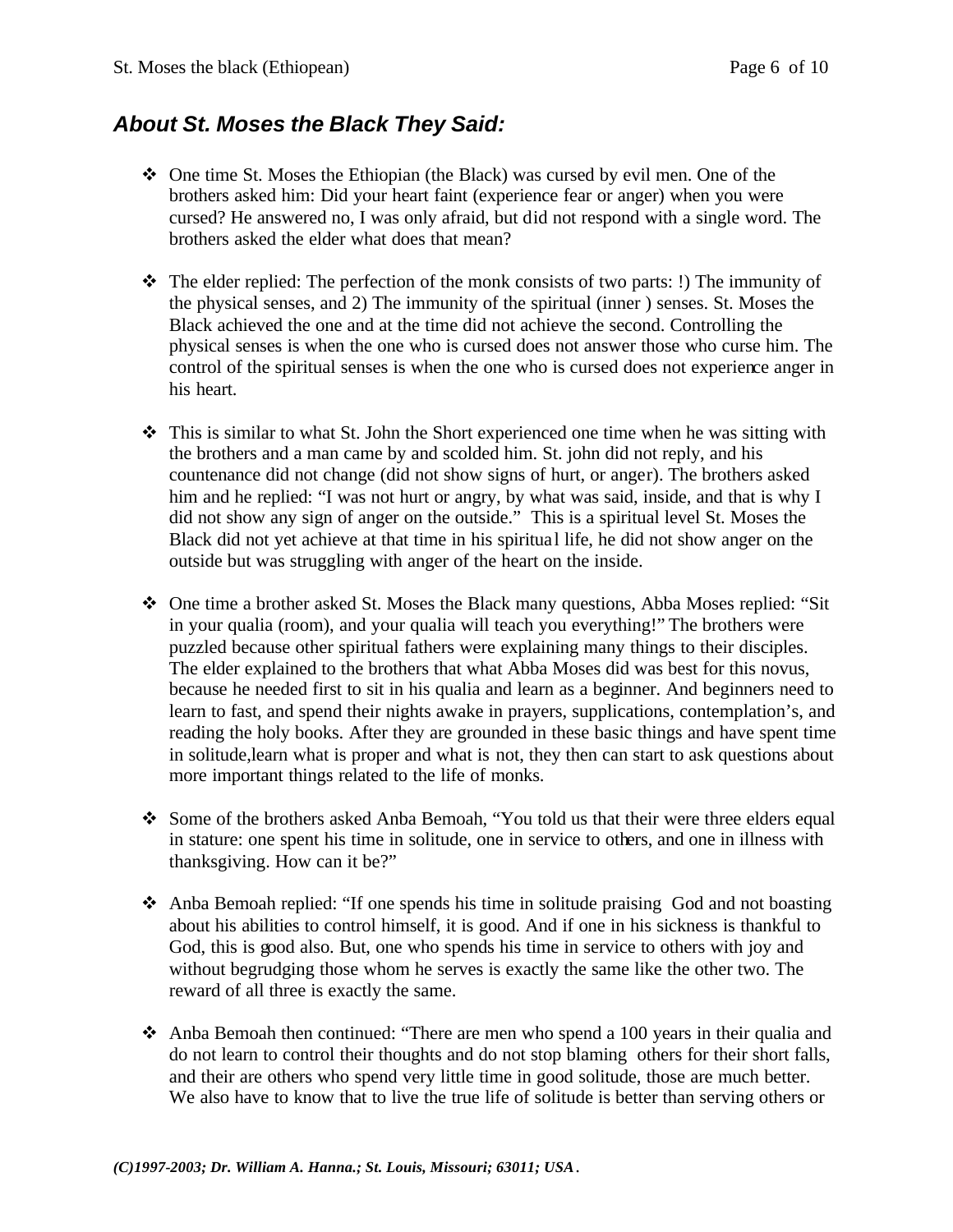## *About St. Moses the Black They Said:*

- One time St. Moses the Ethiopian (the Black) was cursed by evil men. One of the brothers asked him: Did your heart faint (experience fear or anger) when you were cursed? He answered no, I was only afraid, but did not respond with a single word. The brothers asked the elder what does that mean?

- The elder replied: The perfection of the monk consists of two parts: !) The immunity of the physical senses, and 2) The immunity of the spiritual (inner ) senses. St. Moses the Black achieved the one and at the time did not achieve the second. Controlling the physical senses is when the one who is cursed does not answer those who curse him. The control of the spiritual senses is when the one who is cursed does not experience anger in his heart.

- This is similar to what St. John the Short experienced one time when he was sitting with the brothers and a man came by and scolded him. St. john did not reply, and his countenance did not change (did not show signs of hurt, or anger). The brothers asked him and he replied: "I was not hurt or angry, by what was said, inside, and that is why I did not show any sign of anger on the outside." This is a spiritual level St. Moses the Black did not yet achieve at that time in his spiritual life, he did not show anger on the outside but was struggling with anger of the heart on the inside.

- One time a brother asked St. Moses the Black many questions, Abba Moses replied: "Sit in your qualia (room), and your qualia will teach you everything!" The brothers were puzzled because other spiritual fathers were explaining many things to their disciples. The elder explained to the brothers that what Abba Moses did was best for this novus, because he needed first to sit in his qualia and learn as a beginner. And beginners need to learn to fast, and spend their nights awake in prayers, supplications, contemplation's, and reading the holy books. After they are grounded in these basic things and have spent time in solitude,learn what is proper and what is not, they then can start to ask questions about more important things related to the life of monks.

- Some of the brothers asked Anba Bemoah, "You told us that their were three elders equal in stature: one spent his time in solitude, one in service to others, and one in illness with thanksgiving. How can it be?"

- Anba Bemoah replied: "If one spends his time in solitude praising God and not boasting about his abilities to control himself, it is good. And if one in his sickness is thankful to God, this is good also. But, one who spends his time in service to others with joy and without begrudging those whom he serves is exactly the same like the other two. The reward of all three is exactly the same.

- Anba Bemoah then continued: "There are men who spend a 100 years in their qualia and do not learn to control their thoughts and do not stop blaming others for their short falls, and their are others who spend very little time in good solitude, those are much better. We also have to know that to live the true life of solitude is better than serving others or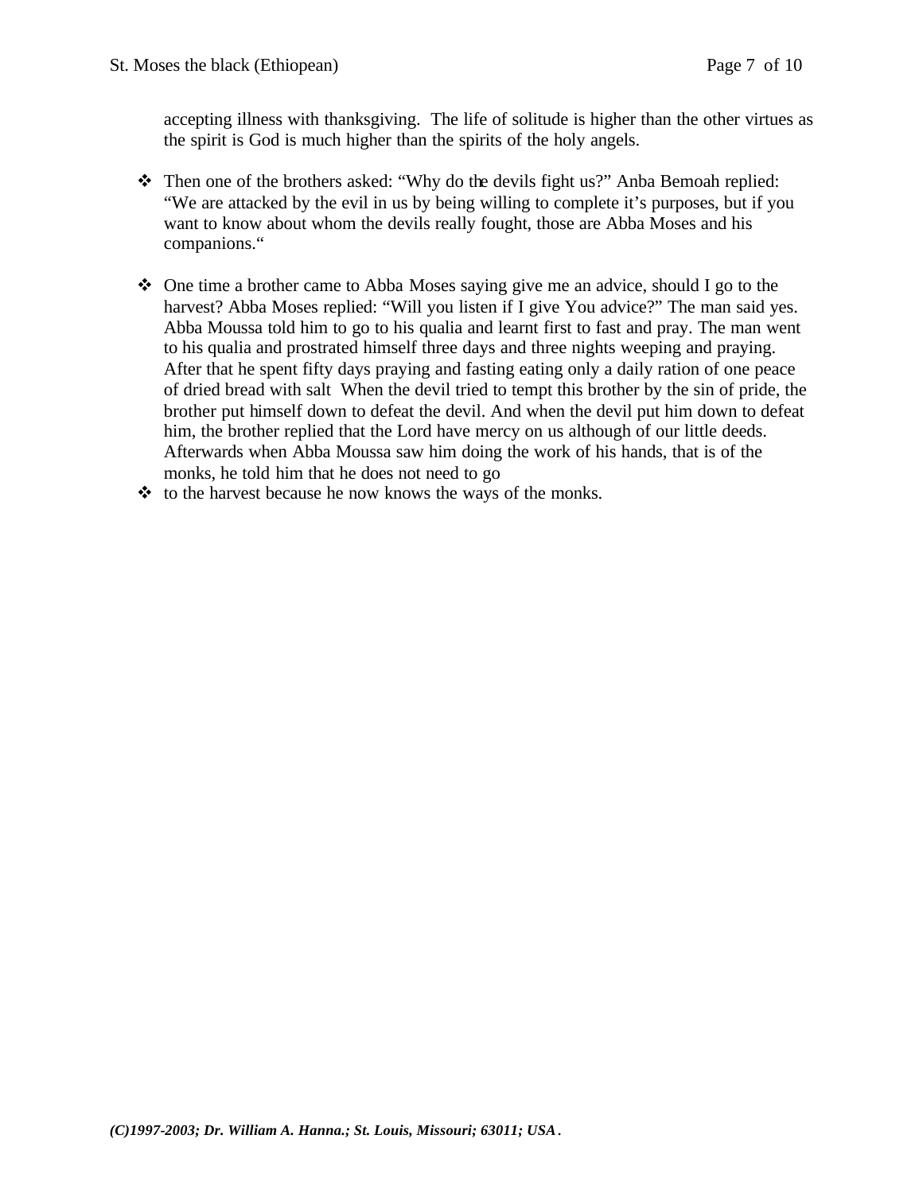accepting illness with thanksgiving.  The life of solitude is higher than the other virtues as the spirit is God is much higher than the spirits of the holy angels.

- Then one of the brothers asked: “Why do the devils fight us?” Anba Bemoah replied: “We are attacked by the evil in us by being willing to complete it’s purposes, but if you want to know about whom the devils really fought, those are Abba Moses and his companions.“

- One time a brother came to Abba Moses saying give me an advice, should I go to the harvest? Abba Moses replied: “Will you listen if I give You advice?” The man said yes. Abba Moussa told him to go to his qualia and learnt first to fast and pray. The man went to his qualia and prostrated himself three days and three nights weeping and praying. After that he spent fifty days praying and fasting eating only a daily ration of one peace of dried bread with salt  When the devil tried to tempt this brother by the sin of pride, the brother put himself down to defeat the devil. And when the devil put him down to defeat him, the brother replied that the Lord have mercy on us although of our little deeds. Afterwards when Abba Moussa saw him doing the work of his hands, that is of the monks, he told him that he does not need to go
- to the harvest because he now knows the ways of the monks.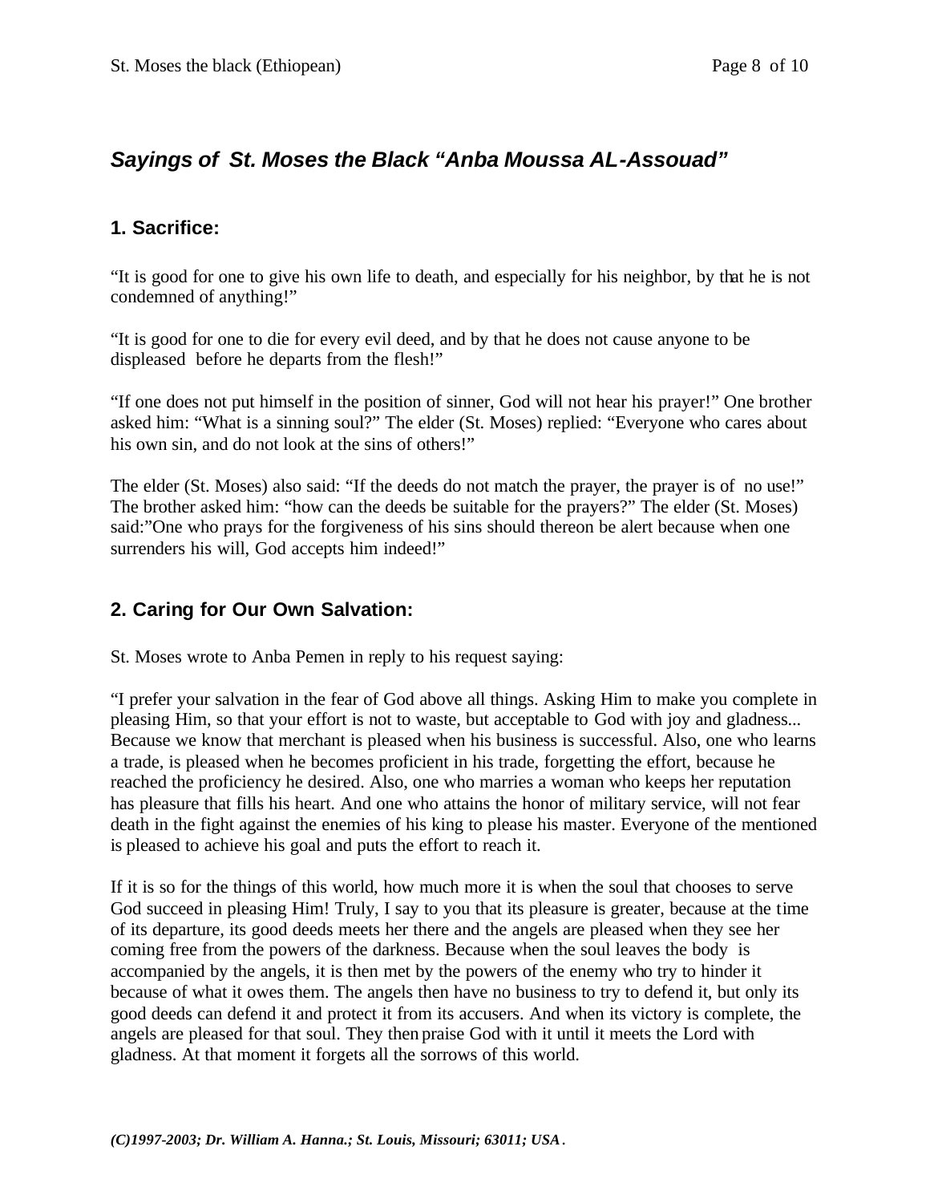## *Sayings of St. Moses the Black "Anba Moussa AL-Assouad"*

### 1. Sacrifice:

"It is good for one to give his own life to death, and especially for his neighbor, by that he is not condemned of anything!"

"It is good for one to die for every evil deed, and by that he does not cause anyone to be displeased before he departs from the flesh!"

"If one does not put himself in the position of sinner, God will not hear his prayer!" One brother asked him: "What is a sinning soul?" The elder (St. Moses) replied: "Everyone who cares about his own sin, and do not look at the sins of others!"

The elder (St. Moses) also said: "If the deeds do not match the prayer, the prayer is of no use!" The brother asked him: "how can the deeds be suitable for the prayers?" The elder (St. Moses) said:"One who prays for the forgiveness of his sins should thereon be alert because when one surrenders his will, God accepts him indeed!"

### 2. Caring for Our Own Salvation:

St. Moses wrote to Anba Pemen in reply to his request saying:

"I prefer your salvation in the fear of God above all things. Asking Him to make you complete in pleasing Him, so that your effort is not to waste, but acceptable to God with joy and gladness... Because we know that merchant is pleased when his business is successful. Also, one who learns a trade, is pleased when he becomes proficient in his trade, forgetting the effort, because he reached the proficiency he desired. Also, one who marries a woman who keeps her reputation has pleasure that fills his heart. And one who attains the honor of military service, will not fear death in the fight against the enemies of his king to please his master. Everyone of the mentioned is pleased to achieve his goal and puts the effort to reach it.

If it is so for the things of this world, how much more it is when the soul that chooses to serve God succeed in pleasing Him! Truly, I say to you that its pleasure is greater, because at the time of its departure, its good deeds meets her there and the angels are pleased when they see her coming free from the powers of the darkness. Because when the soul leaves the body is accompanied by the angels, it is then met by the powers of the enemy who try to hinder it because of what it owes them. The angels then have no business to try to defend it, but only its good deeds can defend it and protect it from its accusers. And when its victory is complete, the angels are pleased for that soul. They then praise God with it until it meets the Lord with gladness. At that moment it forgets all the sorrows of this world.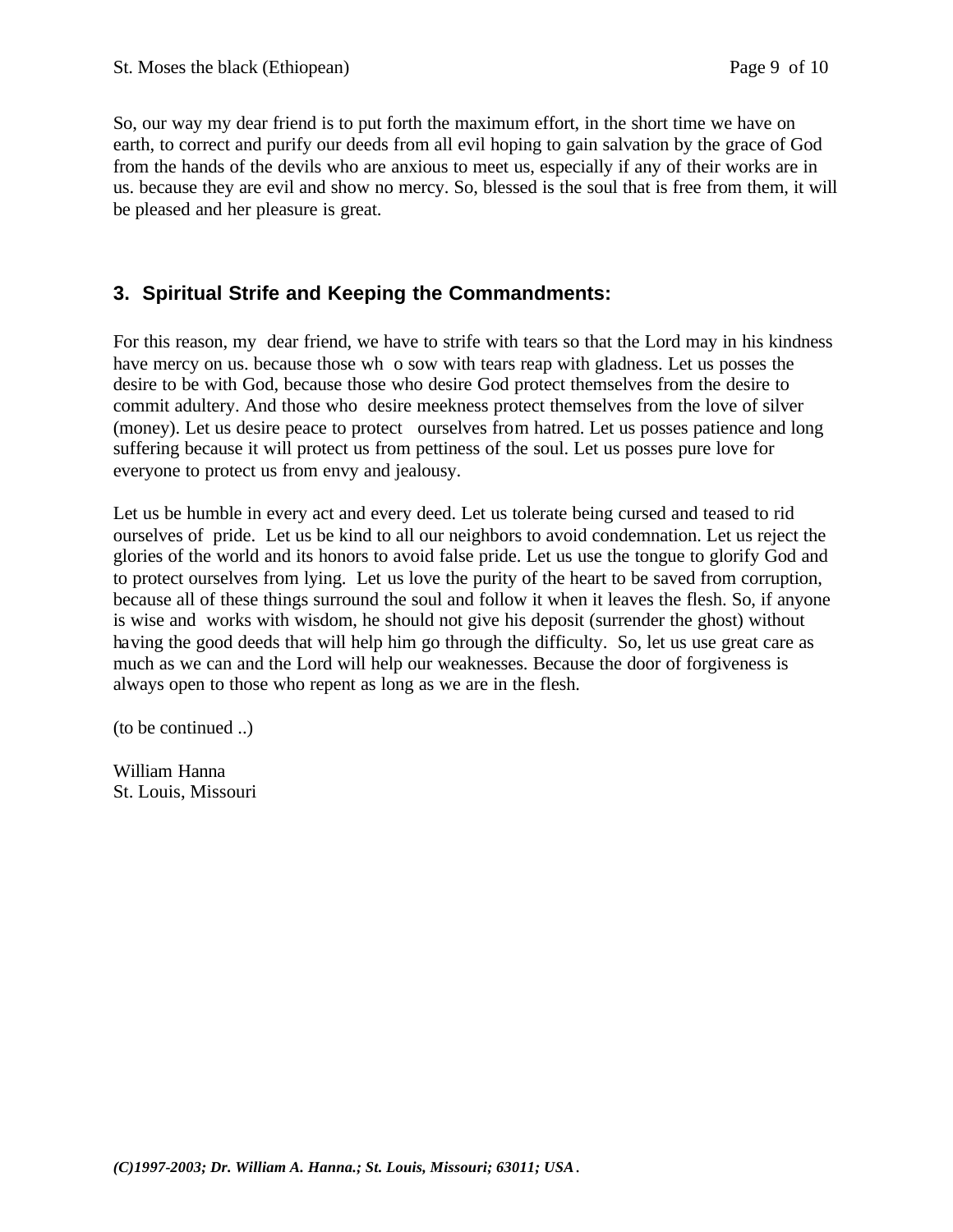So, our way my dear friend is to put forth the maximum effort, in the short time we have on earth, to correct and purify our deeds from all evil hoping to gain salvation by the grace of God from the hands of the devils who are anxious to meet us, especially if any of their works are in us. because they are evil and show no mercy. So, blessed is the soul that is free from them, it will be pleased and her pleasure is great.

### 3. Spiritual Strife and Keeping the Commandments:

For this reason, my dear friend, we have to strife with tears so that the Lord may in his kindness have mercy on us. because those wh o sow with tears reap with gladness. Let us posses the desire to be with God, because those who desire God protect themselves from the desire to commit adultery. And those who desire meekness protect themselves from the love of silver (money). Let us desire peace to protect ourselves from hatred. Let us posses patience and long suffering because it will protect us from pettiness of the soul. Let us posses pure love for everyone to protect us from envy and jealousy.

Let us be humble in every act and every deed. Let us tolerate being cursed and teased to rid ourselves of pride. Let us be kind to all our neighbors to avoid condemnation. Let us reject the glories of the world and its honors to avoid false pride. Let us use the tongue to glorify God and to protect ourselves from lying. Let us love the purity of the heart to be saved from corruption, because all of these things surround the soul and follow it when it leaves the flesh. So, if anyone is wise and works with wisdom, he should not give his deposit (surrender the ghost) without having the good deeds that will help him go through the difficulty. So, let us use great care as much as we can and the Lord will help our weaknesses. Because the door of forgiveness is always open to those who repent as long as we are in the flesh.

(to be continued ..)

William Hanna
St. Louis, Missouri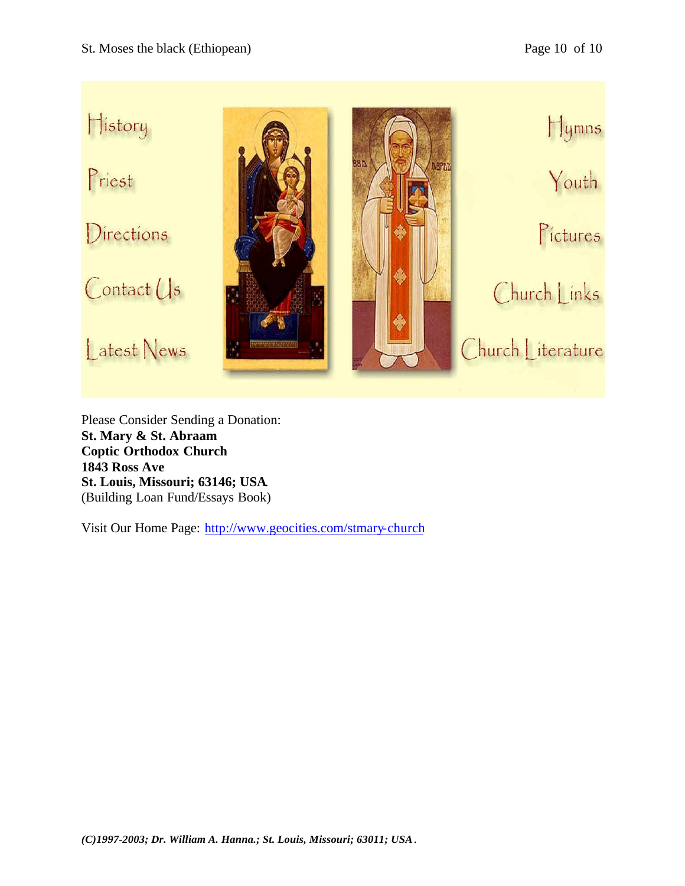History

Priest

Directions

Contact Us

Latest News

Hymns

Youth

Pictures

Church Links

Church Literature

Please Consider Sending a Donation:
**St. Mary & St. Abraam**
**Coptic Orthodox Church**
**1843 Ross Ave**
**St. Louis, Missouri; 63146; USA.**
(Building Loan Fund/Essays Book)

Visit Our Home Page: http://www.geocities.com/stmary-church

*(C)1997-2003; Dr. William A. Hanna.; St. Louis, Missouri; 63011; USA.*